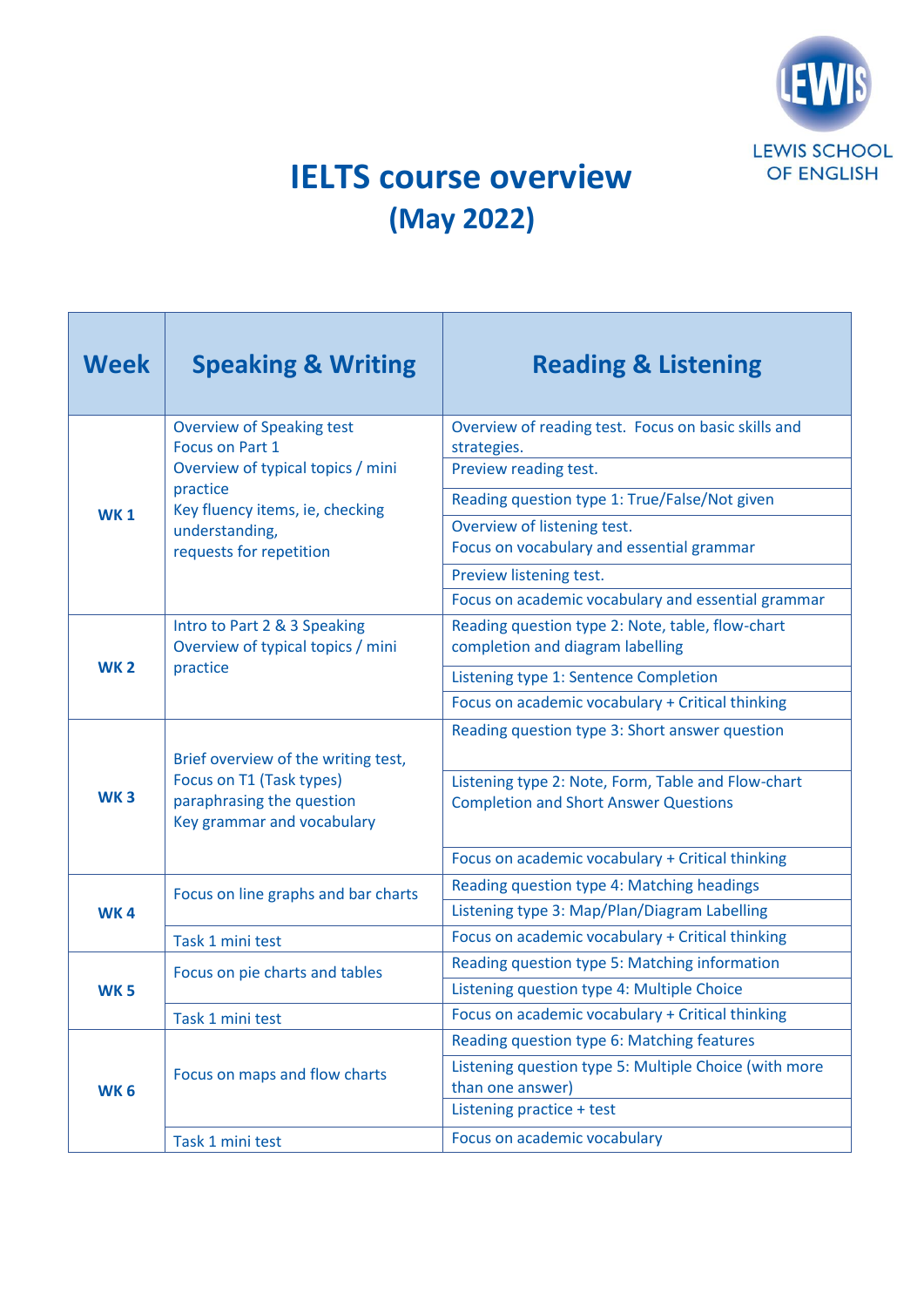LEWIS SCHOOL OF ENGLISH

# IELTS course overview
## (May 2022)

| Week | Speaking & Writing | Reading & Listening |
|---|---|---|
| WK 1 | Overview of Speaking test<br>Focus on Part 1<br>Overview of typical topics / mini practice<br>Key fluency items, ie, checking understanding,<br>requests for repetition | Overview of reading test. Focus on basic skills and strategies. |
| | | Preview reading test. |
| | | Reading question type 1: True/False/Not given |
| | | Overview of listening test.<br>Focus on vocabulary and essential grammar |
| | | Preview listening test. |
| | | Focus on academic vocabulary and essential grammar |
| WK 2 | Intro to Part 2 & 3 Speaking<br>Overview of typical topics / mini practice | Reading question type 2: Note, table, flow-chart completion and diagram labelling |
| | | Listening type 1: Sentence Completion |
| | | Focus on academic vocabulary + Critical thinking |
| WK 3 | Brief overview of the writing test,<br>Focus on T1 (Task types)<br>paraphrasing the question<br>Key grammar and vocabulary | Reading question type 3: Short answer question |
| | | Listening type 2: Note, Form, Table and Flow-chart Completion and Short Answer Questions |
| | | Focus on academic vocabulary + Critical thinking |
| WK 4 | Focus on line graphs and bar charts | Reading question type 4: Matching headings |
| | | Listening type 3: Map/Plan/Diagram Labelling |
| | Task 1 mini test | Focus on academic vocabulary + Critical thinking |
| WK 5 | Focus on pie charts and tables | Reading question type 5: Matching information |
| | | Listening question type 4: Multiple Choice |
| | Task 1 mini test | Focus on academic vocabulary + Critical thinking |
| WK 6 | Focus on maps and flow charts | Reading question type 6: Matching features |
| | | Listening question type 5: Multiple Choice (with more than one answer) |
| | | Listening practice + test |
| | Task 1 mini test | Focus on academic vocabulary |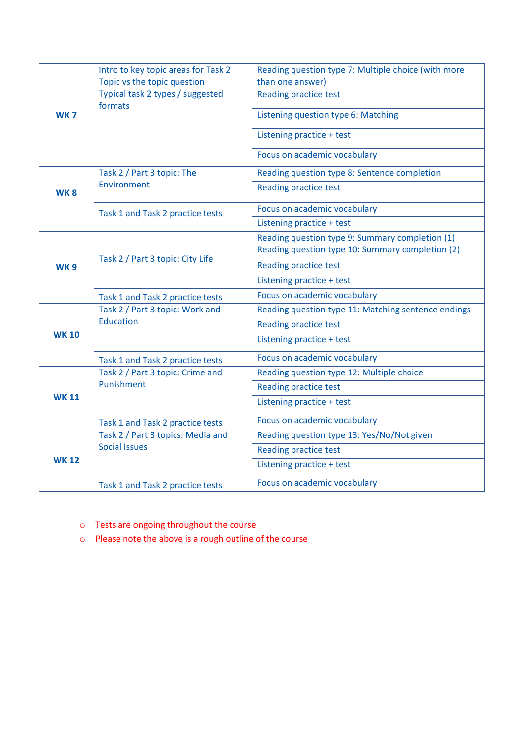| | | |
|---|---|---|
| **WK 7** | Intro to key topic areas for Task 2<br>Topic vs the topic question<br>Typical task 2 types / suggested formats | Reading question type 7: Multiple choice (with more than one answer) |
| | | Reading practice test |
| | | Listening question type 6: Matching |
| | | Listening practice + test |
| | | Focus on academic vocabulary |
| **WK 8** | Task 2 / Part 3 topic: The Environment | Reading question type 8: Sentence completion |
| | | Reading practice test |
| | Task 1 and Task 2 practice tests | Focus on academic vocabulary |
| | | Listening practice + test |
| **WK 9** | Task 2 / Part 3 topic: City Life | Reading question type 9: Summary completion (1)<br>Reading question type 10: Summary completion (2) |
| | | Reading practice test |
| | | Listening practice + test |
| | Task 1 and Task 2 practice tests | Focus on academic vocabulary |
| **WK 10** | Task 2 / Part 3 topic: Work and Education | Reading question type 11: Matching sentence endings |
| | | Reading practice test |
| | | Listening practice + test |
| | Task 1 and Task 2 practice tests | Focus on academic vocabulary |
| **WK 11** | Task 2 / Part 3 topic: Crime and Punishment | Reading question type 12: Multiple choice |
| | | Reading practice test |
| | | Listening practice + test |
| | Task 1 and Task 2 practice tests | Focus on academic vocabulary |
| **WK 12** | Task 2 / Part 3 topics: Media and Social Issues | Reading question type 13: Yes/No/Not given |
| | | Reading practice test |
| | | Listening practice + test |
| | Task 1 and Task 2 practice tests | Focus on academic vocabulary |

- Tests are ongoing throughout the course
- Please note the above is a rough outline of the course